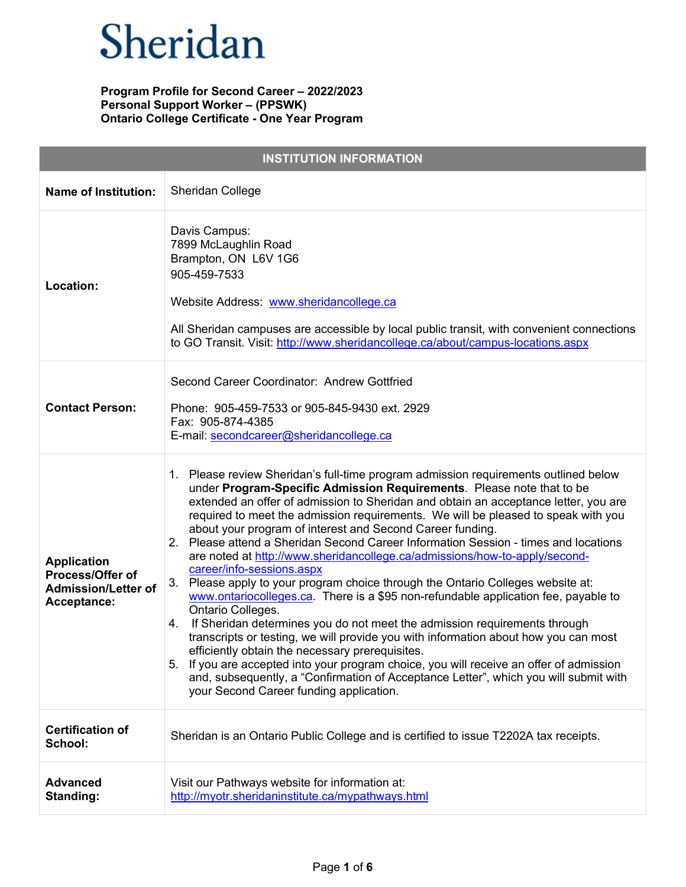# Sheridan

**Program Profile for Second Career – 2022/2023**
**Personal Support Worker – (PPSWK)**
**Ontario College Certificate - One Year Program**

| INSTITUTION INFORMATION | |
|---|---|
| **Name of Institution:** | Sheridan College |
| **Location:** | Davis Campus:<br>7899 McLaughlin Road<br>Brampton, ON L6V 1G6<br>905-459-7533<br><br>Website Address: www.sheridancollege.ca<br><br>All Sheridan campuses are accessible by local public transit, with convenient connections to GO Transit. Visit: http://www.sheridancollege.ca/about/campus-locations.aspx |
| **Contact Person:** | Second Career Coordinator: Andrew Gottfried<br><br>Phone: 905-459-7533 or 905-845-9430 ext. 2929<br>Fax: 905-874-4385<br>E-mail: secondcareer@sheridancollege.ca |
| **Application Process/Offer of Admission/Letter of Acceptance:** | 1. Please review Sheridan's full-time program admission requirements outlined below under **Program-Specific Admission Requirements**. Please note that to be extended an offer of admission to Sheridan and obtain an acceptance letter, you are required to meet the admission requirements. We will be pleased to speak with you about your program of interest and Second Career funding.<br>2. Please attend a Sheridan Second Career Information Session - times and locations are noted at http://www.sheridancollege.ca/admissions/how-to-apply/second-career/info-sessions.aspx<br>3. Please apply to your program choice through the Ontario Colleges website at: www.ontariocolleges.ca. There is a $95 non-refundable application fee, payable to Ontario Colleges.<br>4. If Sheridan determines you do not meet the admission requirements through transcripts or testing, we will provide you with information about how you can most efficiently obtain the necessary prerequisites.<br>5. If you are accepted into your program choice, you will receive an offer of admission and, subsequently, a "Confirmation of Acceptance Letter", which you will submit with your Second Career funding application. |
| **Certification of School:** | Sheridan is an Ontario Public College and is certified to issue T2202A tax receipts. |
| **Advanced Standing:** | Visit our Pathways website for information at:<br>http://myotr.sheridaninstitute.ca/mypathways.html |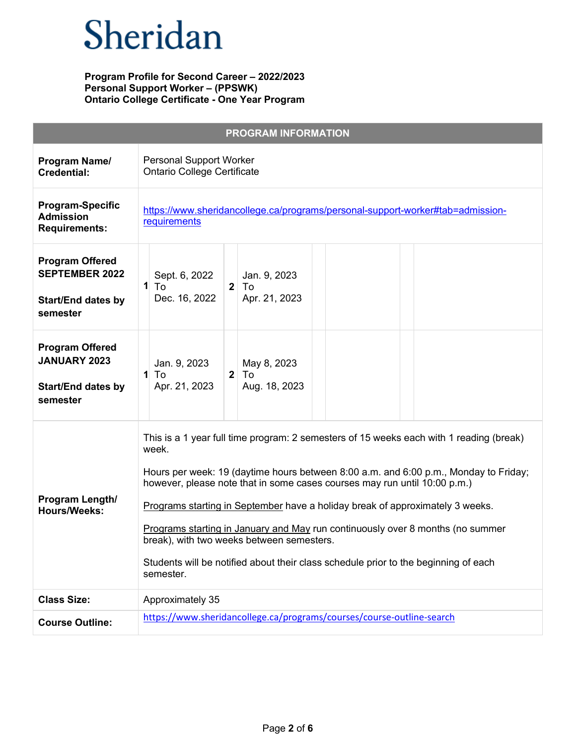# Sheridan

**Program Profile for Second Career – 2022/2023**
**Personal Support Worker – (PPSWK)**
**Ontario College Certificate - One Year Program**

| PROGRAM INFORMATION | | | | | | | | | |
|---|---|---|---|---|---|---|---|---|---|
| **Program Name/ Credential:** | Personal Support Worker<br>Ontario College Certificate | | | | | | | | |
| **Program-Specific Admission Requirements:** | https://www.sheridancollege.ca/programs/personal-support-worker#tab=admission-requirements | | | | | | | | |
| **Program Offered SEPTEMBER 2022**<br><br>**Start/End dates by semester** | **1** | Sept. 6, 2022 To Dec. 16, 2022 | **2** | Jan. 9, 2023 To Apr. 21, 2023 | | | | | |
| **Program Offered JANUARY 2023**<br><br>**Start/End dates by semester** | **1** | Jan. 9, 2023 To Apr. 21, 2023 | **2** | May 8, 2023 To Aug. 18, 2023 | | | | | |
| **Program Length/ Hours/Weeks:** | This is a 1 year full time program: 2 semesters of 15 weeks each with 1 reading (break) week.<br><br>Hours per week: 19 (daytime hours between 8:00 a.m. and 6:00 p.m., Monday to Friday; however, please note that in some cases courses may run until 10:00 p.m.)<br><br>Programs starting in September have a holiday break of approximately 3 weeks.<br><br>Programs starting in January and May run continuously over 8 months (no summer break), with two weeks between semesters.<br><br>Students will be notified about their class schedule prior to the beginning of each semester. | | | | | | | | |
| **Class Size:** | Approximately 35 | | | | | | | | |
| **Course Outline:** | https://www.sheridancollege.ca/programs/courses/course-outline-search | | | | | | | | |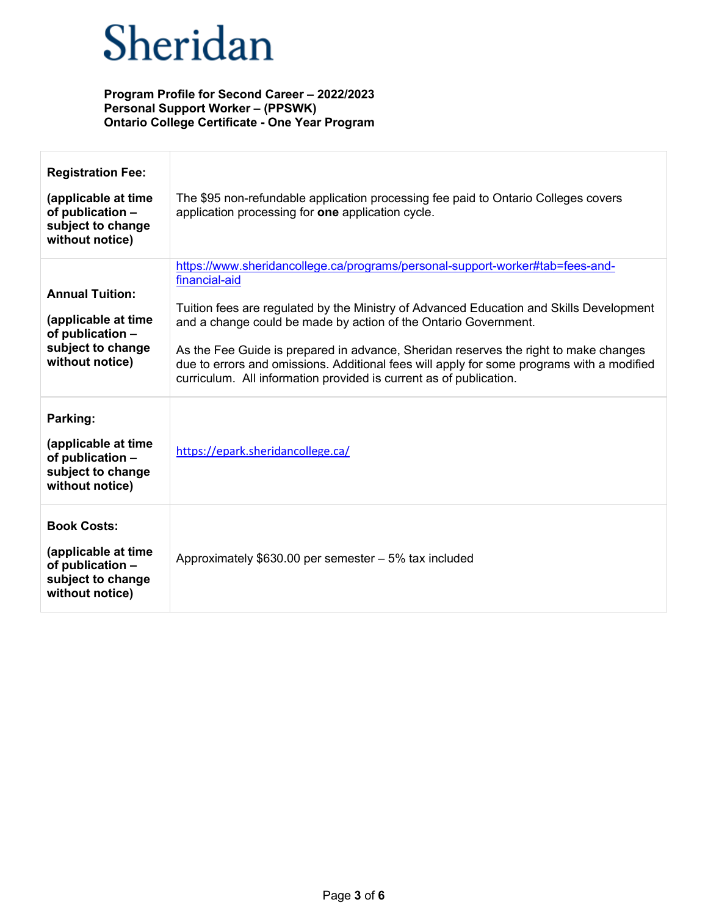# Sheridan

**Program Profile for Second Career – 2022/2023**
**Personal Support Worker – (PPSWK)**
**Ontario College Certificate - One Year Program**

| | |
|---|---|
| **Registration Fee:** **(applicable at time of publication – subject to change without notice)** | The $95 non-refundable application processing fee paid to Ontario Colleges covers application processing for **one** application cycle. |
| **Annual Tuition:** **(applicable at time of publication – subject to change without notice)** | https://www.sheridancollege.ca/programs/personal-support-worker#tab=fees-and-financial-aid Tuition fees are regulated by the Ministry of Advanced Education and Skills Development and a change could be made by action of the Ontario Government. As the Fee Guide is prepared in advance, Sheridan reserves the right to make changes due to errors and omissions. Additional fees will apply for some programs with a modified curriculum. All information provided is current as of publication. |
| **Parking:** **(applicable at time of publication – subject to change without notice)** | https://epark.sheridancollege.ca/ |
| **Book Costs:** **(applicable at time of publication – subject to change without notice)** | Approximately $630.00 per semester – 5% tax included |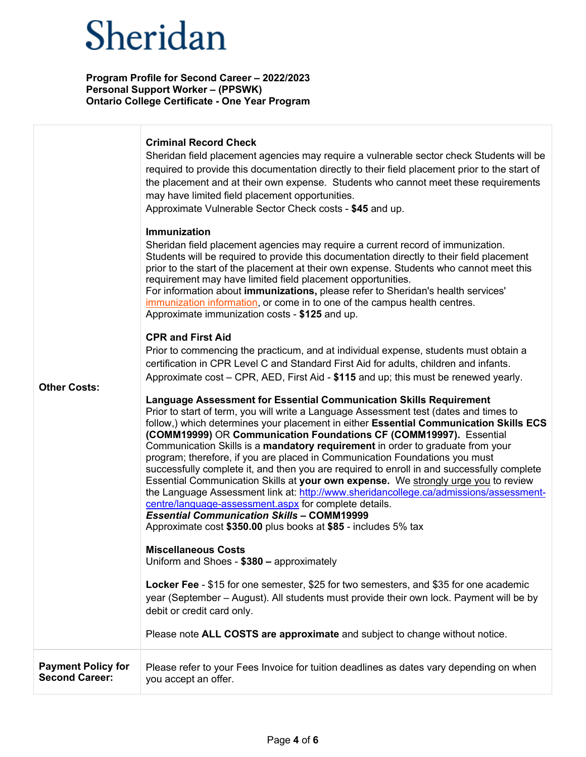# Sheridan

**Program Profile for Second Career – 2022/2023**
**Personal Support Worker – (PPSWK)**
**Ontario College Certificate - One Year Program**

| | |
|---|---|
| **Other Costs:** | **Criminal Record Check**<br>Sheridan field placement agencies may require a vulnerable sector check Students will be required to provide this documentation directly to their field placement prior to the start of the placement and at their own expense. Students who cannot meet these requirements may have limited field placement opportunities.<br>Approximate Vulnerable Sector Check costs - **$45** and up.<br><br>**Immunization**<br>Sheridan field placement agencies may require a current record of immunization. Students will be required to provide this documentation directly to their field placement prior to the start of the placement at their own expense. Students who cannot meet this requirement may have limited field placement opportunities.<br>For information about **immunizations,** please refer to Sheridan's health services' immunization information, or come in to one of the campus health centres.<br>Approximate immunization costs - **$125** and up.<br><br>**CPR and First Aid**<br>Prior to commencing the practicum, and at individual expense, students must obtain a certification in CPR Level C and Standard First Aid for adults, children and infants.<br>Approximate cost – CPR, AED, First Aid - **$115** and up; this must be renewed yearly.<br><br>**Language Assessment for Essential Communication Skills Requirement**<br>Prior to start of term, you will write a Language Assessment test (dates and times to follow,) which determines your placement in either **Essential Communication Skills ECS (COMM19999)** OR **Communication Foundations CF (COMM19997).** Essential Communication Skills is a **mandatory requirement** in order to graduate from your program; therefore, if you are placed in Communication Foundations you must successfully complete it, and then you are required to enroll in and successfully complete Essential Communication Skills at **your own expense.** We strongly urge you to review the Language Assessment link at: http://www.sheridancollege.ca/admissions/assessment-centre/language-assessment.aspx for complete details.<br>***Essential Communication Skills* – COMM19999**<br>Approximate cost **$350.00** plus books at **$85** - includes 5% tax<br><br>**Miscellaneous Costs**<br>Uniform and Shoes - **$380 –** approximately<br><br>**Locker Fee** - $15 for one semester, $25 for two semesters, and $35 for one academic year (September – August). All students must provide their own lock. Payment will be by debit or credit card only.<br><br>Please note **ALL COSTS are approximate** and subject to change without notice. |
| **Payment Policy for Second Career:** | Please refer to your Fees Invoice for tuition deadlines as dates vary depending on when you accept an offer. |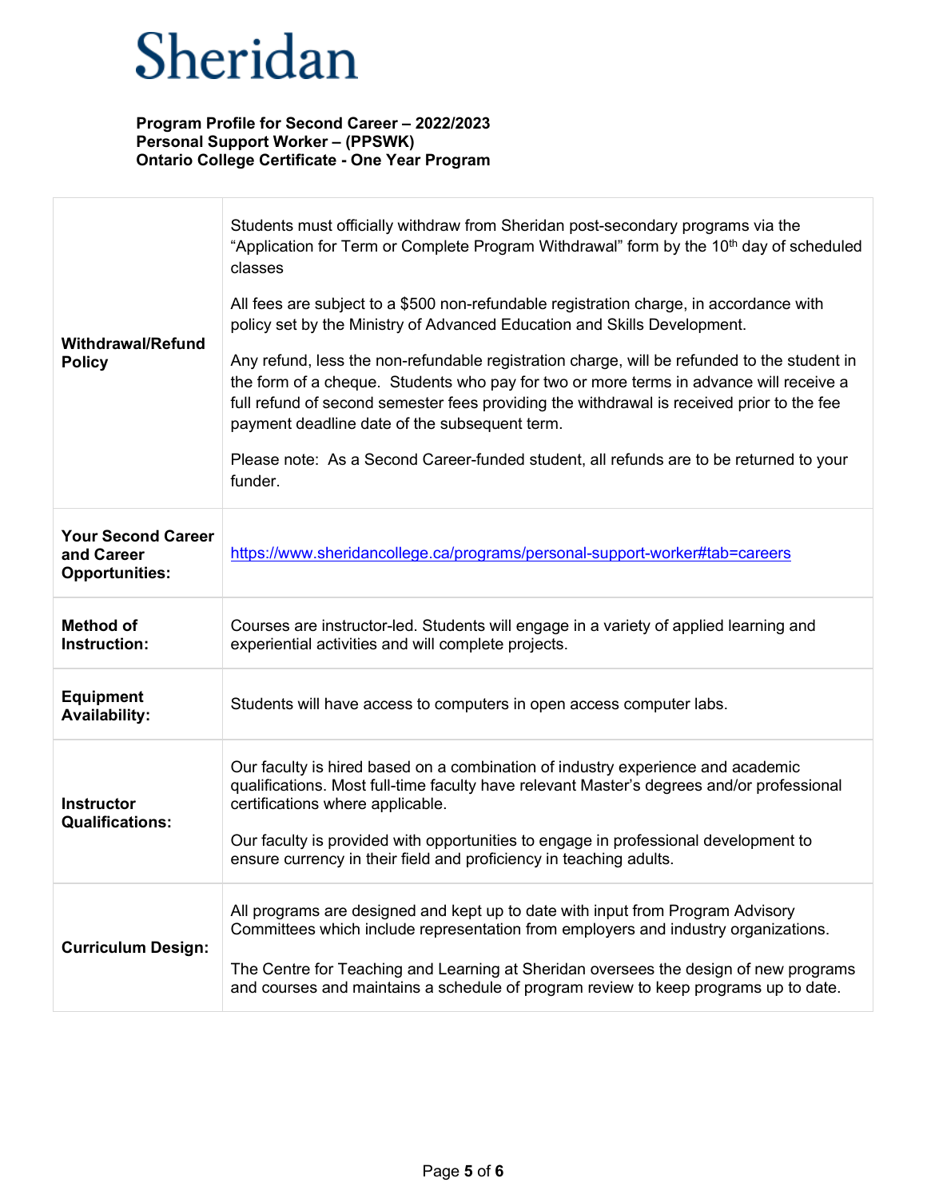Sheridan

**Program Profile for Second Career – 2022/2023**
**Personal Support Worker – (PPSWK)**
**Ontario College Certificate - One Year Program**

| | |
|---|---|
| **Withdrawal/Refund Policy** | Students must officially withdraw from Sheridan post-secondary programs via the "Application for Term or Complete Program Withdrawal" form by the 10th day of scheduled classes<br><br>All fees are subject to a $500 non-refundable registration charge, in accordance with policy set by the Ministry of Advanced Education and Skills Development.<br><br>Any refund, less the non-refundable registration charge, will be refunded to the student in the form of a cheque. Students who pay for two or more terms in advance will receive a full refund of second semester fees providing the withdrawal is received prior to the fee payment deadline date of the subsequent term.<br><br>Please note: As a Second Career-funded student, all refunds are to be returned to your funder. |
| **Your Second Career and Career Opportunities:** | https://www.sheridancollege.ca/programs/personal-support-worker#tab=careers |
| **Method of Instruction:** | Courses are instructor-led. Students will engage in a variety of applied learning and experiential activities and will complete projects. |
| **Equipment Availability:** | Students will have access to computers in open access computer labs. |
| **Instructor Qualifications:** | Our faculty is hired based on a combination of industry experience and academic qualifications. Most full-time faculty have relevant Master's degrees and/or professional certifications where applicable.<br><br>Our faculty is provided with opportunities to engage in professional development to ensure currency in their field and proficiency in teaching adults. |
| **Curriculum Design:** | All programs are designed and kept up to date with input from Program Advisory Committees which include representation from employers and industry organizations.<br><br>The Centre for Teaching and Learning at Sheridan oversees the design of new programs and courses and maintains a schedule of program review to keep programs up to date. |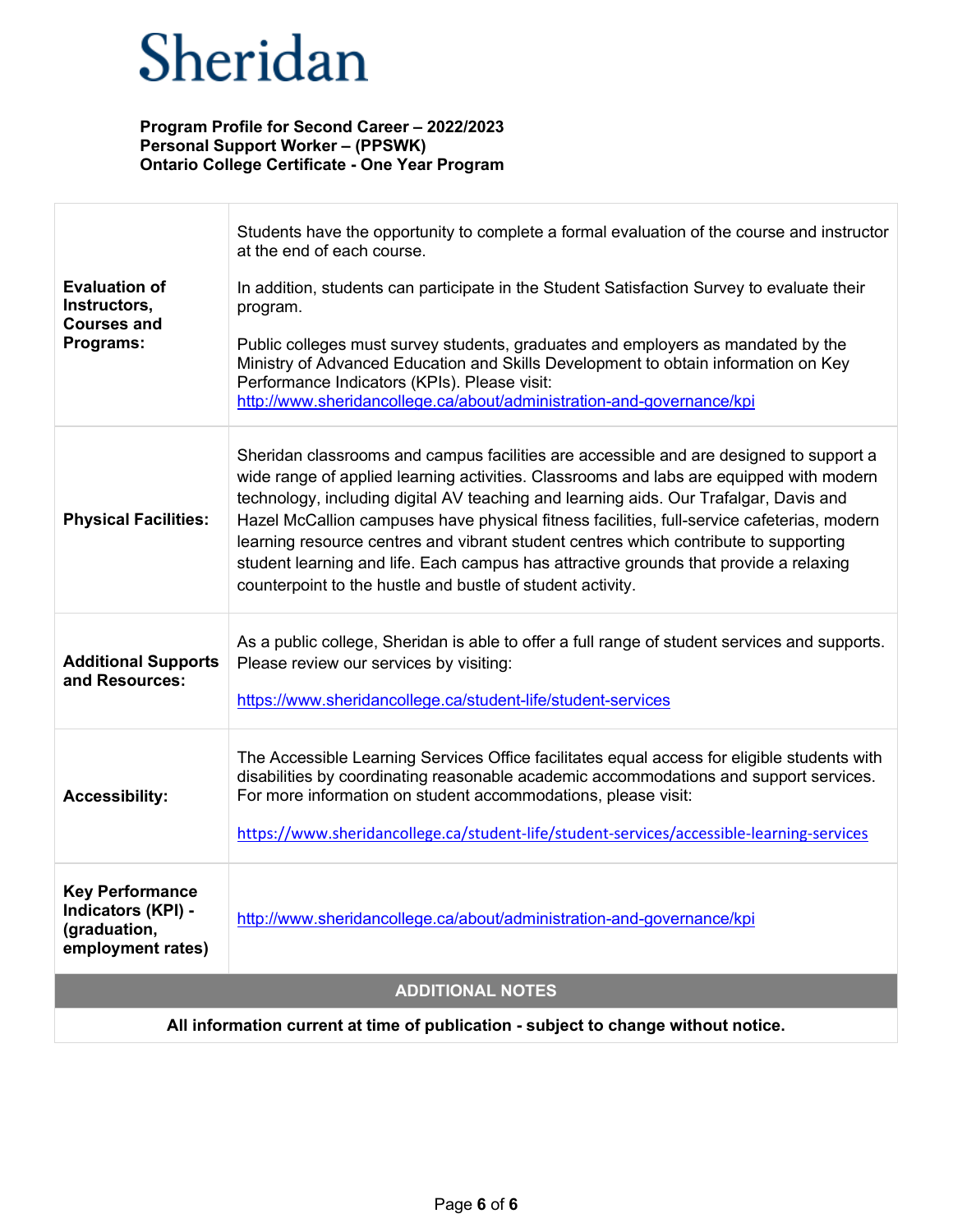# Sheridan

**Program Profile for Second Career – 2022/2023**
**Personal Support Worker – (PPSWK)**
**Ontario College Certificate - One Year Program**

| | |
|---|---|
| **Evaluation of Instructors, Courses and Programs:** | Students have the opportunity to complete a formal evaluation of the course and instructor at the end of each course.<br><br>In addition, students can participate in the Student Satisfaction Survey to evaluate their program.<br><br>Public colleges must survey students, graduates and employers as mandated by the Ministry of Advanced Education and Skills Development to obtain information on Key Performance Indicators (KPIs). Please visit: http://www.sheridancollege.ca/about/administration-and-governance/kpi |
| **Physical Facilities:** | Sheridan classrooms and campus facilities are accessible and are designed to support a wide range of applied learning activities. Classrooms and labs are equipped with modern technology, including digital AV teaching and learning aids. Our Trafalgar, Davis and Hazel McCallion campuses have physical fitness facilities, full-service cafeterias, modern learning resource centres and vibrant student centres which contribute to supporting student learning and life. Each campus has attractive grounds that provide a relaxing counterpoint to the hustle and bustle of student activity. |
| **Additional Supports and Resources:** | As a public college, Sheridan is able to offer a full range of student services and supports. Please review our services by visiting:<br><br>https://www.sheridancollege.ca/student-life/student-services |
| **Accessibility:** | The Accessible Learning Services Office facilitates equal access for eligible students with disabilities by coordinating reasonable academic accommodations and support services. For more information on student accommodations, please visit:<br><br>https://www.sheridancollege.ca/student-life/student-services/accessible-learning-services |
| **Key Performance Indicators (KPI) - (graduation, employment rates)** | http://www.sheridancollege.ca/about/administration-and-governance/kpi |

**ADDITIONAL NOTES**

**All information current at time of publication - subject to change without notice.**